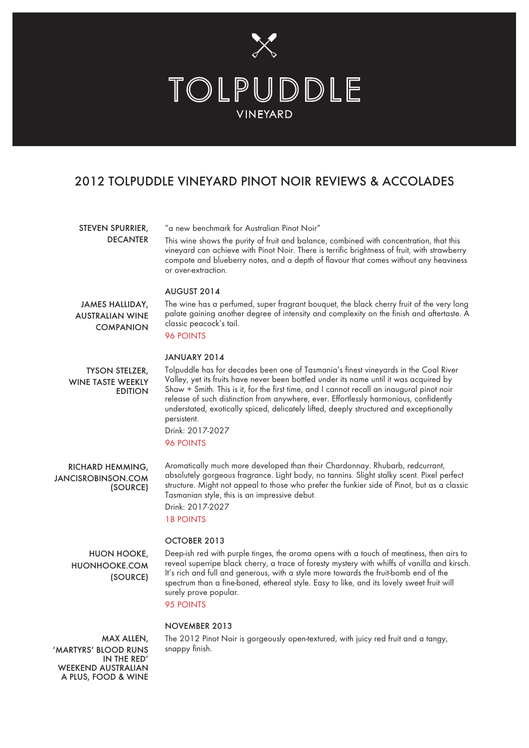# TOLPUDDLE

VINEYARD

## 2012 TOLPUDDLE VINEYARD PINOT NOIR REVIEWS & ACCOLADES

**STEVEN SPURRIER, DECANTER**

"a new benchmark for Australian Pinot Noir"

This wine shows the purity of fruit and balance, combined with concentration, that this vineyard can achieve with Pinot Noir. There is terrific brightness of fruit, with strawberry compote and blueberry notes, and a depth of flavour that comes without any heaviness or over-extraction.

**AUGUST 2014**

**JAMES HALLIDAY, AUSTRALIAN WINE COMPANION**

The wine has a perfumed, super fragrant bouquet, the black cherry fruit of the very long palate gaining another degree of intensity and complexity on the finish and aftertaste. A classic peacock's tail.

96 POINTS

**JANUARY 2014**

**TYSON STELZER, WINE TASTE WEEKLY EDITION**

Tolpuddle has for decades been one of Tasmania's finest vineyards in the Coal River Valley, yet its fruits have never been bottled under its name until it was acquired by Shaw + Smith. This is it, for the first time, and I cannot recall an inaugural pinot noir release of such distinction from anywhere, ever. Effortlessly harmonious, confidently understated, exotically spiced, delicately lifted, deeply structured and exceptionally persistent.

Drink: 2017-2027

96 POINTS

**RICHARD HEMMING, JANCISROBINSON.COM (SOURCE)**

Aromatically much more developed than their Chardonnay. Rhubarb, redcurrant, absolutely gorgeous fragrance. Light body, no tannins. Slight stalky scent. Pixel perfect structure. Might not appeal to those who prefer the funkier side of Pinot, but as a classic Tasmanian style, this is an impressive debut.

Drink: 2017-2027

18 POINTS

**OCTOBER 2013**

**HUON HOOKE, HUONHOOKE.COM (SOURCE)**

Deep-ish red with purple tinges, the aroma opens with a touch of meatiness, then airs to reveal superripe black cherry, a trace of foresty mystery with whiffs of vanilla and kirsch. It's rich and full and generous, with a style more towards the fruit-bomb end of the spectrum than a fine-boned, ethereal style. Easy to like, and its lovely sweet fruit will surely prove popular.

95 POINTS

**NOVEMBER 2013**

**MAX ALLEN, 'MARTYRS' BLOOD RUNS IN THE RED' WEEKEND AUSTRALIAN A PLUS, FOOD & WINE**

The 2012 Pinot Noir is gorgeously open-textured, with juicy red fruit and a tangy, snappy finish.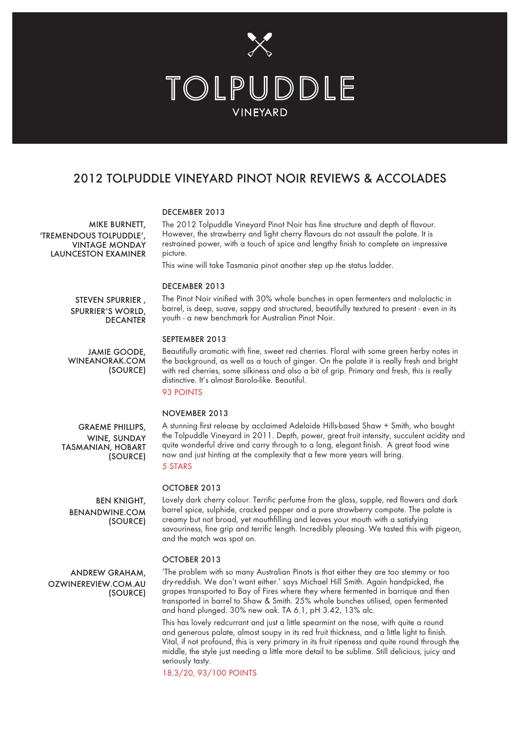# TOLPUDDLE

VINEYARD

## 2012 TOLPUDDLE VINEYARD PINOT NOIR REVIEWS & ACCOLADES

**MIKE BURNETT, 'TREMENDOUS TOLPUDDLE', VINTAGE MONDAY LAUNCESTON EXAMINER**

DECEMBER 2013

The 2012 Tolpuddle Vineyard Pinot Noir has fine structure and depth of flavour. However, the strawberry and light cherry flavours do not assault the palate. It is restrained power, with a touch of spice and lengthy finish to complete an impressive picture.

This wine will take Tasmania pinot another step up the status ladder.

**STEVEN SPURRIER, SPURRIER'S WORLD, DECANTER**

DECEMBER 2013

The Pinot Noir vinified with 30% whole bunches in open fermenters and malolactic in barrel, is deep, suave, sappy and structured, beautifully textured to present - even in its youth - a new benchmark for Australian Pinot Noir.

**JAMIE GOODE, WINEANORAK.COM (SOURCE)**

SEPTEMBER 2013

Beautifully aromatic with fine, sweet red cherries. Floral with some green herby notes in the background, as well as a touch of ginger. On the palate it is really fresh and bright with red cherries, some silkiness and also a bit of grip. Primary and fresh, this is really distinctive. It's almost Barolo-like. Beautiful.

93 POINTS

**GRAEME PHILLIPS, WINE, SUNDAY TASMANIAN, HOBART (SOURCE)**

NOVEMBER 2013

A stunning first release by acclaimed Adelaide Hills-based Shaw + Smith, who bought the Tolpuddle Vineyard in 2011. Depth, power, great fruit intensity, succulent acidity and quite wonderful drive and carry through to a long, elegant finish. A great food wine now and just hinting at the complexity that a few more years will bring.

5 STARS

**BEN KNIGHT, BENANDWINE.COM (SOURCE)**

OCTOBER 2013

Lovely dark cherry colour. Terrific perfume from the glass, supple, red flowers and dark barrel spice, sulphide, cracked pepper and a pure strawberry compote. The palate is creamy but not broad, yet mouthfilling and leaves your mouth with a satisfying savouriness, fine grip and terrific length. Incredibly pleasing. We tasted this with pigeon, and the match was spot on.

**ANDREW GRAHAM, OZWINEREVIEW.COM.AU (SOURCE)**

OCTOBER 2013

'The problem with so many Australian Pinots is that either they are too stemmy or too dry-reddish. We don't want either.' says Michael Hill Smith. Again handpicked, the grapes transported to Bay of Fires where they fermented in barrique and then transported in barrel to Shaw & Smith. 25% whole bunches utilised, open fermented and hand plunged. 30% new oak. TA 6.1, pH 3.42, 13% alc.

This has lovely redcurrant and just a little spearmint on the nose, with quite a round and generous palate, almost soupy in its red fruit thickness, and a little light to finish. Vital, if not profound, this is very primary in its fruit ripeness and quite round through the middle, the style just needing a little more detail to be sublime. Still delicious, juicy and seriously tasty.

18.3/20, 93/100 POINTS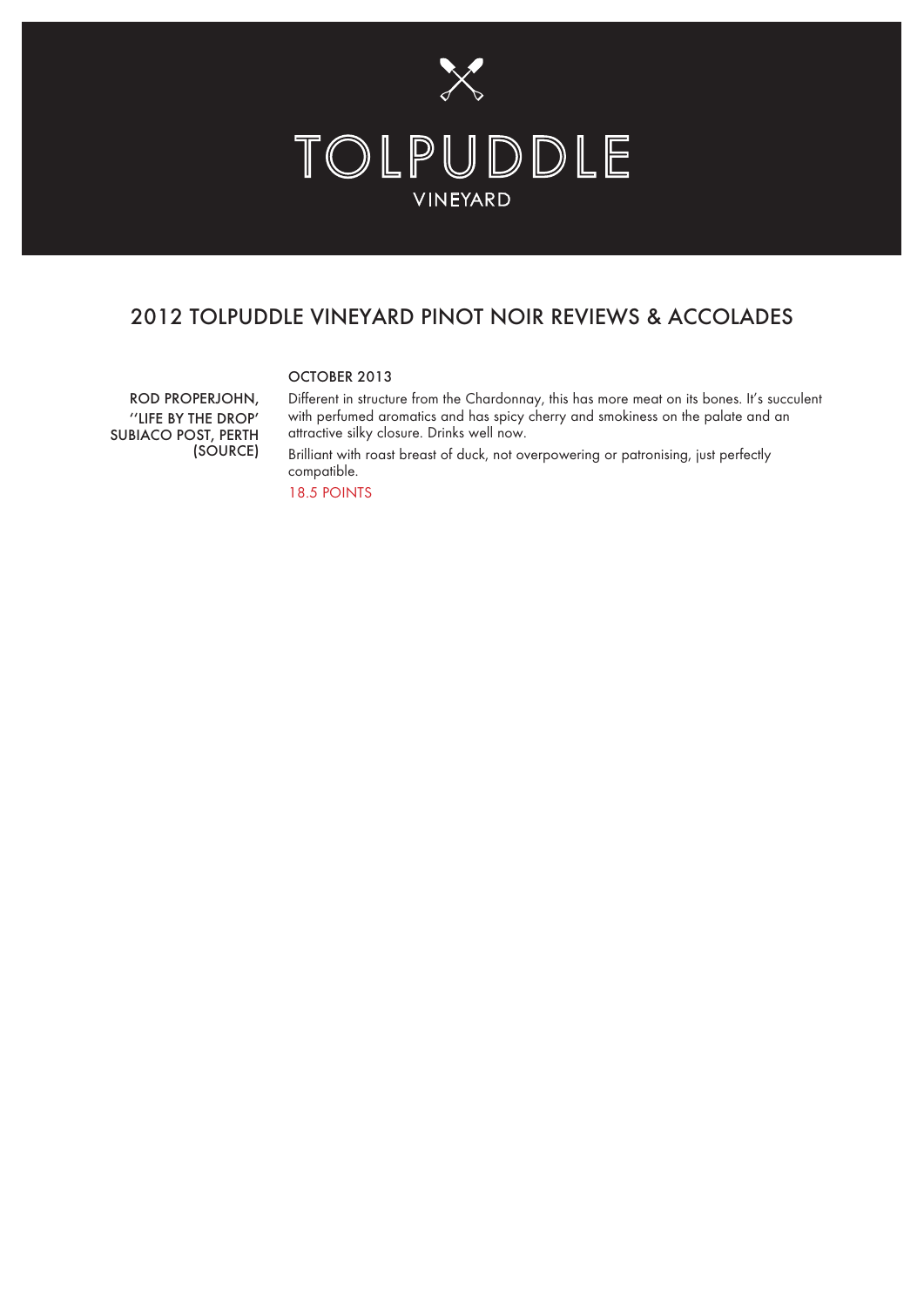# TOLPUDDLE

VINEYARD

## 2012 TOLPUDDLE VINEYARD PINOT NOIR REVIEWS & ACCOLADES

**ROD PROPERJOHN, ''LIFE BY THE DROP' SUBIACO POST, PERTH (SOURCE)**

**OCTOBER 2013**

Different in structure from the Chardonnay, this has more meat on its bones. It's succulent with perfumed aromatics and has spicy cherry and smokiness on the palate and an attractive silky closure. Drinks well now.

Brilliant with roast breast of duck, not overpowering or patronising, just perfectly compatible.

18.5 POINTS